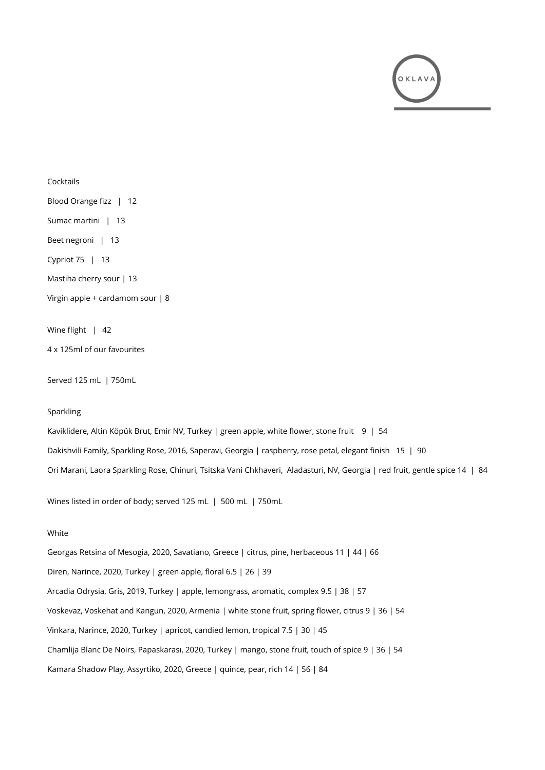OKLAVA

## Cocktails

Blood Orange fizz | 12

Sumac martini | 13

Beet negroni | 13

Cypriot 75 | 13

Mastiha cherry sour | 13

Virgin apple + cardamom sour | 8

Wine flight | 42

4 x 125ml of our favourites

Served 125 mL | 750mL

## Sparkling

Kaviklidere, Altin Köpük Brut, Emir NV, Turkey | green apple, white flower, stone fruit 9 | 54

Dakishvili Family, Sparkling Rose, 2016, Saperavi, Georgia | raspberry, rose petal, elegant finish 15 | 90

Ori Marani, Laora Sparkling Rose, Chinuri, Tsitska Vani Chkhaveri, Aladasturi, NV, Georgia | red fruit, gentle spice 14 | 84

Wines listed in order of body; served 125 mL | 500 mL | 750mL

## White

Georgas Retsina of Mesogia, 2020, Savatiano, Greece | citrus, pine, herbaceous 11 | 44 | 66

Diren, Narince, 2020, Turkey | green apple, floral 6.5 | 26 | 39

Arcadia Odrysia, Gris, 2019, Turkey | apple, lemongrass, aromatic, complex 9.5 | 38 | 57

Voskevaz, Voskehat and Kangun, 2020, Armenia | white stone fruit, spring flower, citrus 9 | 36 | 54

Vinkara, Narince, 2020, Turkey | apricot, candied lemon, tropical 7.5 | 30 | 45

Chamlija Blanc De Noirs, Papaskarası, 2020, Turkey | mango, stone fruit, touch of spice 9 | 36 | 54

Kamara Shadow Play, Assyrtiko, 2020, Greece | quince, pear, rich 14 | 56 | 84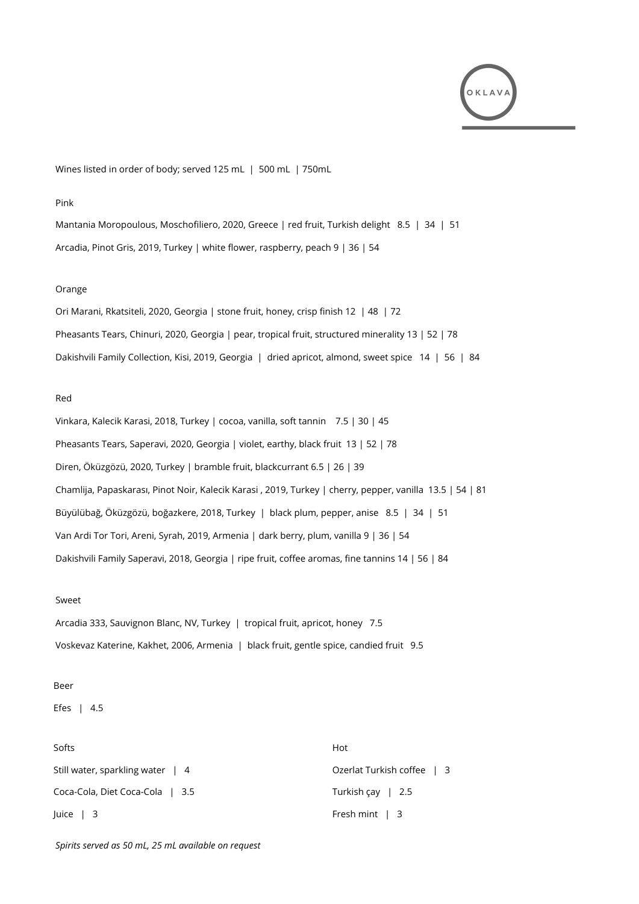OKLAVA

Wines listed in order of body; served 125 mL | 500 mL | 750mL

## Pink

Mantania Moropoulous, Moschofiliero, 2020, Greece | red fruit, Turkish delight 8.5 | 34 | 51

Arcadia, Pinot Gris, 2019, Turkey | white flower, raspberry, peach 9 | 36 | 54

## Orange

Ori Marani, Rkatsiteli, 2020, Georgia | stone fruit, honey, crisp finish 12 | 48 | 72

Pheasants Tears, Chinuri, 2020, Georgia | pear, tropical fruit, structured minerality 13 | 52 | 78

Dakishvili Family Collection, Kisi, 2019, Georgia | dried apricot, almond, sweet spice 14 | 56 | 84

## Red

Vinkara, Kalecik Karasi, 2018, Turkey | cocoa, vanilla, soft tannin 7.5 | 30 | 45

Pheasants Tears, Saperavi, 2020, Georgia | violet, earthy, black fruit 13 | 52 | 78

Diren, Öküzgözü, 2020, Turkey | bramble fruit, blackcurrant 6.5 | 26 | 39

Chamlija, Papaskarası, Pinot Noir, Kalecik Karasi , 2019, Turkey | cherry, pepper, vanilla 13.5 | 54 | 81

Büyülübağ, Öküzgözü, boğazkere, 2018, Turkey | black plum, pepper, anise 8.5 | 34 | 51

Van Ardi Tor Tori, Areni, Syrah, 2019, Armenia | dark berry, plum, vanilla 9 | 36 | 54

Dakishvili Family Saperavi, 2018, Georgia | ripe fruit, coffee aromas, fine tannins 14 | 56 | 84

## Sweet

Arcadia 333, Sauvignon Blanc, NV, Turkey | tropical fruit, apricot, honey 7.5

Voskevaz Katerine, Kakhet, 2006, Armenia | black fruit, gentle spice, candied fruit 9.5

## Beer

Efes | 4.5

## Softs

Still water, sparkling water | 4

Coca-Cola, Diet Coca-Cola | 3.5

Juice | 3

## Hot

Ozerlat Turkish coffee | 3

Turkish çay | 2.5

Fresh mint | 3

*Spirits served as 50 mL, 25 mL available on request*